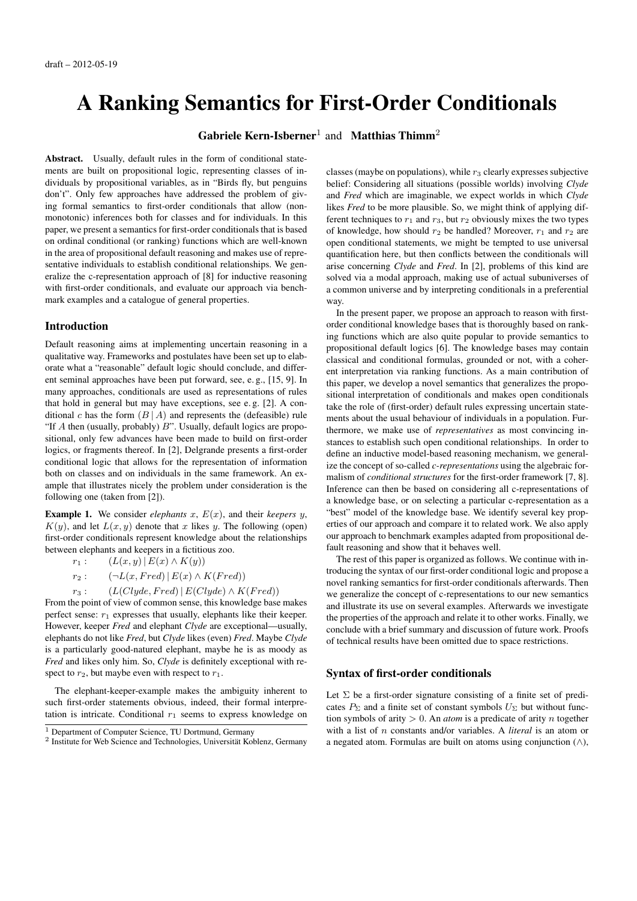draft – 2012-05-19

# A Ranking Semantics for First-Order Conditionals

**Gabriele Kern-Isberner**[1] and **Matthias Thimm**[2]

**Abstract.** Usually, default rules in the form of conditional statements are built on propositional logic, representing classes of individuals by propositional variables, as in "Birds fly, but penguins don't". Only few approaches have addressed the problem of giving formal semantics to first-order conditionals that allow (nonmonotonic) inferences both for classes and for individuals. In this paper, we present a semantics for first-order conditionals that is based on ordinal conditional (or ranking) functions which are well-known in the area of propositional default reasoning and makes use of representative individuals to establish conditional relationships. We generalize the c-representation approach of [8] for inductive reasoning with first-order conditionals, and evaluate our approach via benchmark examples and a catalogue of general properties.

## Introduction

Default reasoning aims at implementing uncertain reasoning in a qualitative way. Frameworks and postulates have been set up to elaborate what a "reasonable" default logic should conclude, and different seminal approaches have been put forward, see, e. g., [15, 9]. In many approaches, conditionals are used as representations of rules that hold in general but may have exceptions, see e. g. [2]. A conditional $c$ has the form $(B \,|\, A)$ and represents the (defeasible) rule "If $A$ then (usually, probably) $B$". Usually, default logics are propositional, only few advances have been made to build on first-order logics, or fragments thereof. In [2], Delgrande presents a first-order conditional logic that allows for the representation of information both on classes and on individuals in the same framework. An example that illustrates nicely the problem under consideration is the following one (taken from [2]).

**Example 1.** We consider *elephants* $x$, $E(x)$, and their *keepers* $y$, $K(y)$, and let $L(x, y)$ denote that $x$ likes $y$. The following (open) first-order conditionals represent knowledge about the relationships between elephants and keepers in a fictitious zoo.

$r_1$ : $\quad (L(x, y) \,|\, E(x) \wedge K(y))$

$r_2$ : $\quad (\neg L(x, Fred) \,|\, E(x) \wedge K(Fred))$

$r_3$ : $\quad (L(Clyde, Fred) \,|\, E(Clyde) \wedge K(Fred))$

From the point of view of common sense, this knowledge base makes perfect sense: $r_1$ expresses that usually, elephants like their keeper. However, keeper *Fred* and elephant *Clyde* are exceptional—usually, elephants do not like *Fred*, but *Clyde* likes (even) *Fred*. Maybe *Clyde* is a particularly good-natured elephant, maybe he is as moody as *Fred* and likes only him. So, *Clyde* is definitely exceptional with respect to $r_2$, but maybe even with respect to $r_1$.

The elephant-keeper-example makes the ambiguity inherent to such first-order statements obvious, indeed, their formal interpretation is intricate. Conditional $r_1$ seems to express knowledge on classes (maybe on populations), while $r_3$ clearly expresses subjective belief: Considering all situations (possible worlds) involving *Clyde* and *Fred* which are imaginable, we expect worlds in which *Clyde* likes *Fred* to be more plausible. So, we might think of applying different techniques to $r_1$ and $r_3$, but $r_2$ obviously mixes the two types of knowledge, how should $r_2$ be handled? Moreover, $r_1$ and $r_2$ are open conditional statements, we might be tempted to use universal quantification here, but then conflicts between the conditionals will arise concerning *Clyde* and *Fred*. In [2], problems of this kind are solved via a modal approach, making use of actual subuniverses of a common universe and by interpreting conditionals in a preferential way.

In the present paper, we propose an approach to reason with first-order conditional knowledge bases that is thoroughly based on ranking functions which are also quite popular to provide semantics to propositional default logics [6]. The knowledge bases may contain classical and conditional formulas, grounded or not, with a coherent interpretation via ranking functions. As a main contribution of this paper, we develop a novel semantics that generalizes the propositional interpretation of conditionals and makes open conditionals take the role of (first-order) default rules expressing uncertain statements about the usual behaviour of individuals in a population. Furthermore, we make use of *representatives* as most convincing instances to establish such open conditional relationships. In order to define an inductive model-based reasoning mechanism, we generalize the concept of so-called *c-representations* using the algebraic formalism of *conditional structures* for the first-order framework [7, 8]. Inference can then be based on considering all c-representations of a knowledge base, or on selecting a particular c-representation as a "best" model of the knowledge base. We identify several key properties of our approach and compare it to related work. We also apply our approach to benchmark examples adapted from propositional default reasoning and show that it behaves well.

The rest of this paper is organized as follows. We continue with introducing the syntax of our first-order conditional logic and propose a novel ranking semantics for first-order conditionals afterwards. Then we generalize the concept of c-representations to our new semantics and illustrate its use on several examples. Afterwards we investigate the properties of the approach and relate it to other works. Finally, we conclude with a brief summary and discussion of future work. Proofs of technical results have been omitted due to space restrictions.

## Syntax of first-order conditionals

Let $\Sigma$ be a first-order signature consisting of a finite set of predicates $P_\Sigma$ and a finite set of constant symbols $U_\Sigma$ but without function symbols of arity $> 0$. An *atom* is a predicate of arity $n$ together with a list of $n$ constants and/or variables. A *literal* is an atom or a negated atom. Formulas are built on atoms using conjunction ($\wedge$),

[1] Department of Computer Science, TU Dortmund, Germany

[2] Institute for Web Science and Technologies, Universität Koblenz, Germany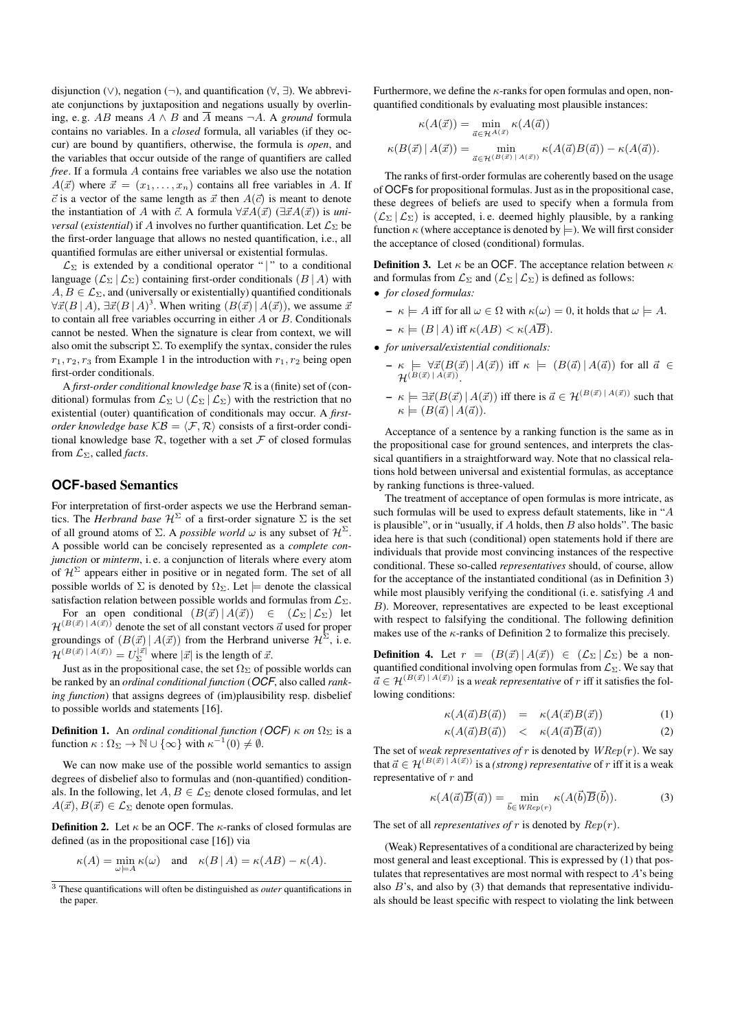disjunction ($\vee$), negation ($\neg$), and quantification ($\forall$, $\exists$). We abbreviate conjunctions by juxtaposition and negations usually by overlining, e. g. $AB$ means $A \wedge B$ and $\overline{A}$ means $\neg A$. A *ground* formula contains no variables. In a *closed* formula, all variables (if they occur) are bound by quantifiers, otherwise, the formula is *open*, and the variables that occur outside of the range of quantifiers are called *free*. If a formula $A$ contains free variables we also use the notation $A(\vec{x})$ where $\vec{x} = (x_1, \ldots, x_n)$ contains all free variables in $A$. If $\vec{c}$ is a vector of the same length as $\vec{x}$ then $A(\vec{c})$ is meant to denote the instantiation of $A$ with $\vec{c}$. A formula $\forall \vec{x} A(\vec{x})$ ($\exists \vec{x} A(\vec{x})$) is *universal* (*existential*) if $A$ involves no further quantification. Let $\mathcal{L}_\Sigma$ be the first-order language that allows no nested quantification, i.e., all quantified formulas are either universal or existential formulas.

$\mathcal{L}_\Sigma$ is extended by a conditional operator "$|$" to a conditional language $(\mathcal{L}_\Sigma \,|\, \mathcal{L}_\Sigma)$ containing first-order conditionals $(B \,|\, A)$ with $A, B \in \mathcal{L}_\Sigma$, and (universally or existentially) quantified conditionals $\forall \vec{x}(B \,|\, A)$, $\exists \vec{x}(B \,|\, A)$[3]. When writing $(B(\vec{x}) \,|\, A(\vec{x}))$, we assume $\vec{x}$ to contain all free variables occurring in either $A$ or $B$. Conditionals cannot be nested. When the signature is clear from context, we will also omit the subscript $\Sigma$. To exemplify the syntax, consider the rules $r_1, r_2, r_3$ from Example 1 in the introduction with $r_1, r_2$ being open first-order conditionals.

A *first-order conditional knowledge base* $\mathcal{R}$ is a (finite) set of (conditional) formulas from $\mathcal{L}_\Sigma \cup (\mathcal{L}_\Sigma \,|\, \mathcal{L}_\Sigma)$ with the restriction that no existential (outer) quantification of conditionals may occur. A *first-order knowledge base* $\mathcal{KB} = \langle \mathcal{F}, \mathcal{R} \rangle$ consists of a first-order conditional knowledge base $\mathcal{R}$, together with a set $\mathcal{F}$ of closed formulas from $\mathcal{L}_\Sigma$, called *facts*.

[3] These quantifications will often be distinguished as *outer* quantifications in the paper.

## OCF-based Semantics

For interpretation of first-order aspects we use the Herbrand semantics. The *Herbrand base* $\mathcal{H}^\Sigma$ of a first-order signature $\Sigma$ is the set of all ground atoms of $\Sigma$. A *possible world* $\omega$ is any subset of $\mathcal{H}^\Sigma$. A possible world can be concisely represented as a *complete conjunction* or *minterm*, i. e. a conjunction of literals where every atom of $\mathcal{H}^\Sigma$ appears either in positive or in negated form. The set of all possible worlds of $\Sigma$ is denoted by $\Omega_\Sigma$. Let $\models$ denote the classical satisfaction relation between possible worlds and formulas from $\mathcal{L}_\Sigma$.

For an open conditional $(B(\vec{x}) \,|\, A(\vec{x})) \in (\mathcal{L}_\Sigma \,|\, \mathcal{L}_\Sigma)$ let $\mathcal{H}^{(B(\vec{x}) \,|\, A(\vec{x}))}$ denote the set of all constant vectors $\vec{a}$ used for proper groundings of $(B(\vec{x}) \,|\, A(\vec{x}))$ from the Herbrand universe $\mathcal{H}^\Sigma$, i. e. $\mathcal{H}^{(B(\vec{x}) \,|\, A(\vec{x}))} = U_\Sigma^{|\vec{x}|}$ where $|\vec{x}|$ is the length of $\vec{x}$.

Just as in the propositional case, the set $\Omega_\Sigma$ of possible worlds can be ranked by an *ordinal conditional function* (*OCF*, also called *ranking function*) that assigns degrees of (im)plausibility resp. disbelief to possible worlds and statements [16].

**Definition 1.** An *ordinal conditional function (OCF)* $\kappa$ *on* $\Omega_\Sigma$ is a function $\kappa : \Omega_\Sigma \to \mathbb{N} \cup \{\infty\}$ with $\kappa^{-1}(0) \neq \emptyset$.

We can now make use of the possible world semantics to assign degrees of disbelief also to formulas and (non-quantified) conditionals. In the following, let $A, B \in \mathcal{L}_\Sigma$ denote closed formulas, and let $A(\vec{x}), B(\vec{x}) \in \mathcal{L}_\Sigma$ denote open formulas.

**Definition 2.** Let $\kappa$ be an OCF. The $\kappa$-ranks of closed formulas are defined (as in the propositional case [16]) via

$$\kappa(A) = \min_{\omega \models A} \kappa(\omega) \quad \text{and} \quad \kappa(B \,|\, A) = \kappa(AB) - \kappa(A).$$

Furthermore, we define the $\kappa$-ranks for open formulas and open, non-quantified conditionals by evaluating most plausible instances:

$$\kappa(A(\vec{x})) = \min_{\vec{a} \in \mathcal{H}^{A(\vec{x})}} \kappa(A(\vec{a}))$$

$$\kappa(B(\vec{x}) \,|\, A(\vec{x})) = \min_{\vec{a} \in \mathcal{H}^{(B(\vec{x}) \,|\, A(\vec{x}))}} \kappa(A(\vec{a})B(\vec{a})) - \kappa(A(\vec{a})).$$

The ranks of first-order formulas are coherently based on the usage of OCFs for propositional formulas. Just as in the propositional case, these degrees of beliefs are used to specify when a formula from $(\mathcal{L}_\Sigma \,|\, \mathcal{L}_\Sigma)$ is accepted, i. e. deemed highly plausible, by a ranking function $\kappa$ (where acceptance is denoted by $\models$). We will first consider the acceptance of closed (conditional) formulas.

**Definition 3.** Let $\kappa$ be an OCF. The acceptance relation between $\kappa$ and formulas from $\mathcal{L}_\Sigma$ and $(\mathcal{L}_\Sigma \,|\, \mathcal{L}_\Sigma)$ is defined as follows:

- *for closed formulas:*
  - $\kappa \models A$ iff for all $\omega \in \Omega$ with $\kappa(\omega) = 0$, it holds that $\omega \models A$.
  - $\kappa \models (B \,|\, A)$ iff $\kappa(AB) < \kappa(A\overline{B})$.
- *for universal/existential conditionals:*
  - $\kappa \models \forall \vec{x}(B(\vec{x}) \,|\, A(\vec{x}))$ iff $\kappa \models (B(\vec{a}) \,|\, A(\vec{a}))$ for all $\vec{a} \in \mathcal{H}^{(B(\vec{x}) \,|\, A(\vec{x}))}$.
  - $\kappa \models \exists \vec{x}(B(\vec{x}) \,|\, A(\vec{x}))$ iff there is $\vec{a} \in \mathcal{H}^{(B(\vec{x}) \,|\, A(\vec{x}))}$ such that $\kappa \models (B(\vec{a}) \,|\, A(\vec{a}))$.

Acceptance of a sentence by a ranking function is the same as in the propositional case for ground sentences, and interprets the classical quantifiers in a straightforward way. Note that no classical relations hold between universal and existential formulas, as acceptance by ranking functions is three-valued.

The treatment of acceptance of open formulas is more intricate, as such formulas will be used to express default statements, like in "$A$ is plausible", or in "usually, if $A$ holds, then $B$ also holds". The basic idea here is that such (conditional) open statements hold if there are individuals that provide most convincing instances of the respective conditional. These so-called *representatives* should, of course, allow for the acceptance of the instantiated conditional (as in Definition 3) while most plausibly verifying the conditional (i. e. satisfying $A$ and $B$). Moreover, representatives are expected to be least exceptional with respect to falsifying the conditional. The following definition makes use of the $\kappa$-ranks of Definition 2 to formalize this precisely.

**Definition 4.** Let $r = (B(\vec{x}) \,|\, A(\vec{x})) \in (\mathcal{L}_\Sigma \,|\, \mathcal{L}_\Sigma)$ be a non-quantified conditional involving open formulas from $\mathcal{L}_\Sigma$. We say that $\vec{a} \in \mathcal{H}^{(B(\vec{x}) \,|\, A(\vec{x}))}$ is a *weak representative* of $r$ iff it satisfies the following conditions:

$$\kappa(A(\vec{a})B(\vec{a})) \;=\; \kappa(A(\vec{x})B(\vec{x})) \tag{1}$$

$$\kappa(A(\vec{a})B(\vec{a})) \;<\; \kappa(A(\vec{a})\overline{B}(\vec{a})) \tag{2}$$

The set of *weak representatives of* $r$ is denoted by $WRep(r)$. We say that $\vec{a} \in \mathcal{H}^{(B(\vec{x}) \,|\, A(\vec{x}))}$ is a *(strong) representative* of $r$ iff it is a weak representative of $r$ and

$$\kappa(A(\vec{a})\overline{B}(\vec{a})) = \min_{\vec{b} \in WRep(r)} \kappa(A(\vec{b})\overline{B}(\vec{b})). \tag{3}$$

The set of all *representatives of* $r$ is denoted by $Rep(r)$.

(Weak) Representatives of a conditional are characterized by being most general and least exceptional. This is expressed by (1) that postulates that representatives are most normal with respect to $A$'s being also $B$'s, and also by (3) that demands that representative individuals should be least specific with respect to violating the link between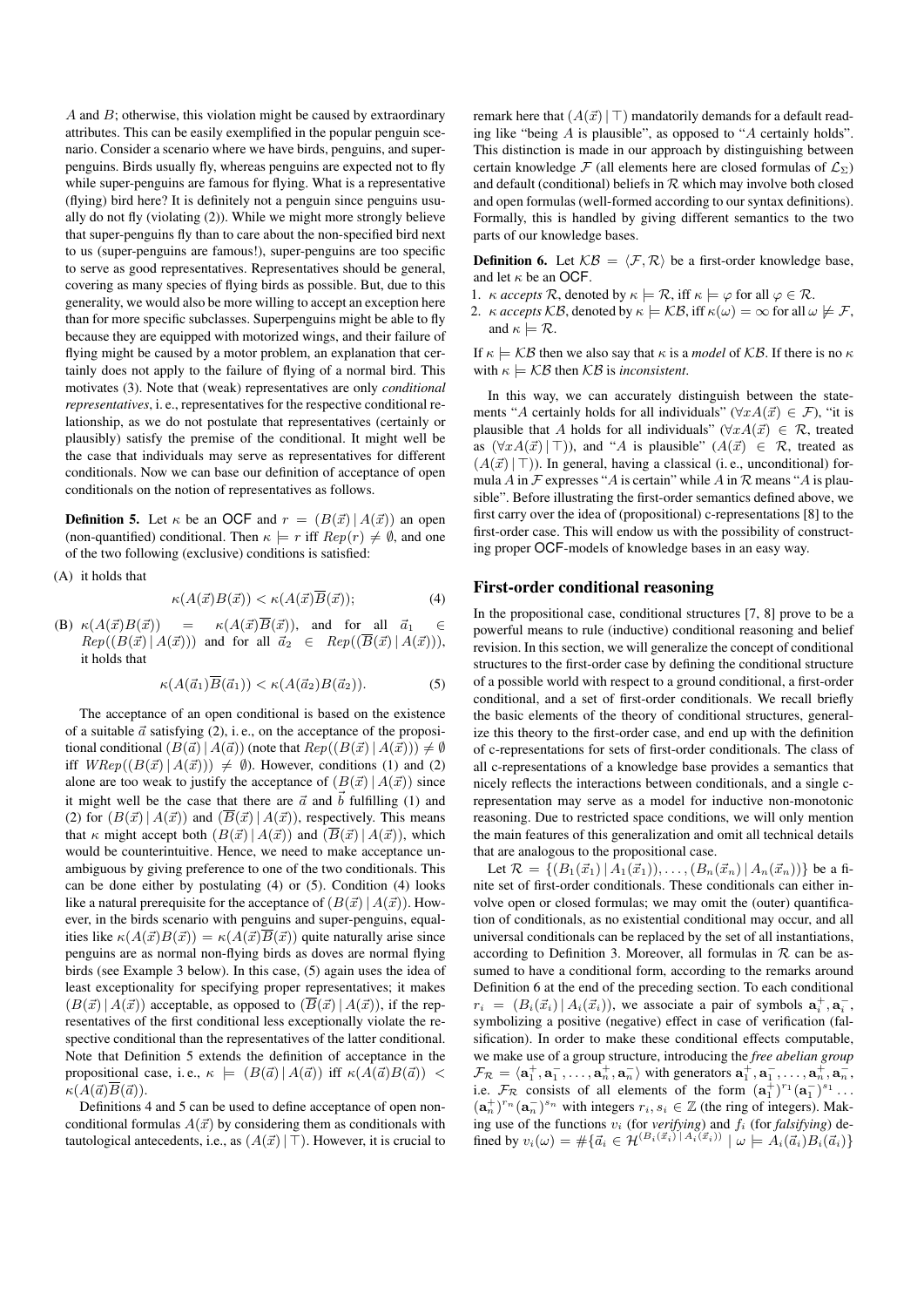$A$ and $B$; otherwise, this violation might be caused by extraordinary attributes. This can be easily exemplified in the popular penguin scenario. Consider a scenario where we have birds, penguins, and super-penguins. Birds usually fly, whereas penguins are expected not to fly while super-penguins are famous for flying. What is a representative (flying) bird here? It is definitely not a penguin since penguins usually do not fly (violating (2)). While we might more strongly believe that super-penguins fly than to care about the non-specified bird next to us (super-penguins are famous!), super-penguins are too specific to serve as good representatives. Representatives should be general, covering as many species of flying birds as possible. But, due to this generality, we would also be more willing to accept an exception here than for more specific subclasses. Superpenguins might be able to fly because they are equipped with motorized wings, and their failure of flying might be caused by a motor problem, an explanation that certainly does not apply to the failure of flying of a normal bird. This motivates (3). Note that (weak) representatives are only *conditional representatives*, i. e., representatives for the respective conditional relationship, as we do not postulate that representatives (certainly or plausibly) satisfy the premise of the conditional. It might well be the case that individuals may serve as representatives for different conditionals. Now we can base our definition of acceptance of open conditionals on the notion of representatives as follows.

**Definition 5.** Let $\kappa$ be an OCF and $r = (B(\vec{x}) \,|\, A(\vec{x}))$ an open (non-quantified) conditional. Then $\kappa \models r$ iff $Rep(r) \neq \emptyset$, and one of the two following (exclusive) conditions is satisfied:

(A) it holds that

$$\kappa(A(\vec{x})B(\vec{x})) < \kappa(A(\vec{x})\overline{B}(\vec{x})); \tag{4}$$

(B) $\kappa(A(\vec{x})B(\vec{x})) = \kappa(A(\vec{x})\overline{B}(\vec{x}))$, and for all $\vec{a}_1 \in Rep((B(\vec{x}) \,|\, A(\vec{x})))$ and for all $\vec{a}_2 \in Rep((\overline{B}(\vec{x}) \,|\, A(\vec{x})))$, it holds that

$$\kappa(A(\vec{a}_1)\overline{B}(\vec{a}_1)) < \kappa(A(\vec{a}_2)B(\vec{a}_2)). \tag{5}$$

The acceptance of an open conditional is based on the existence of a suitable $\vec{a}$ satisfying (2), i. e., on the acceptance of the propositional conditional $(B(\vec{a}) \,|\, A(\vec{a}))$ (note that $Rep((B(\vec{x}) \,|\, A(\vec{x}))) \neq \emptyset$ iff $WRep((B(\vec{x}) \,|\, A(\vec{x}))) \neq \emptyset$). However, conditions (1) and (2) alone are too weak to justify the acceptance of $(B(\vec{x}) \,|\, A(\vec{x}))$ since it might well be the case that there are $\vec{a}$ and $\vec{b}$ fulfilling (1) and (2) for $(B(\vec{x}) \,|\, A(\vec{x}))$ and $(\overline{B}(\vec{x}) \,|\, A(\vec{x}))$, respectively. This means that $\kappa$ might accept both $(B(\vec{x}) \,|\, A(\vec{x}))$ and $(\overline{B}(\vec{x}) \,|\, A(\vec{x}))$, which would be counterintuitive. Hence, we need to make acceptance unambiguous by giving preference to one of the two conditionals. This can be done either by postulating (4) or (5). Condition (4) looks like a natural prerequisite for the acceptance of $(B(\vec{x}) \,|\, A(\vec{x}))$. However, in the birds scenario with penguins and super-penguins, equalities like $\kappa(A(\vec{x})B(\vec{x})) = \kappa(A(\vec{x})\overline{B}(\vec{x}))$ quite naturally arise since penguins are as normal non-flying birds as doves are normal flying birds (see Example 3 below). In this case, (5) again uses the idea of least exceptionality for specifying proper representatives; it makes $(B(\vec{x}) \,|\, A(\vec{x}))$ acceptable, as opposed to $(\overline{B}(\vec{x}) \,|\, A(\vec{x}))$, if the representatives of the first conditional less exceptionally violate the respective conditional than the representatives of the latter conditional. Note that Definition 5 extends the definition of acceptance in the propositional case, i. e., $\kappa \models (B(\vec{a}) \,|\, A(\vec{a}))$ iff $\kappa(A(\vec{a})B(\vec{a})) < \kappa(A(\vec{a})\overline{B}(\vec{a}))$.

Definitions 4 and 5 can be used to define acceptance of open non-conditional formulas $A(\vec{x})$ by considering them as conditionals with tautological antecedents, i.e., as $(A(\vec{x}) \,|\, \top)$. However, it is crucial to remark here that $(A(\vec{x}) \,|\, \top)$ mandatorily demands for a default reading like "being $A$ is plausible", as opposed to "$A$ certainly holds". This distinction is made in our approach by distinguishing between certain knowledge $\mathcal{F}$ (all elements here are closed formulas of $\mathcal{L}_\Sigma$) and default (conditional) beliefs in $\mathcal{R}$ which may involve both closed and open formulas (well-formed according to our syntax definitions). Formally, this is handled by giving different semantics to the two parts of our knowledge bases.

**Definition 6.** Let $\mathcal{KB} = \langle \mathcal{F}, \mathcal{R} \rangle$ be a first-order knowledge base, and let $\kappa$ be an OCF.

1. $\kappa$ *accepts* $\mathcal{R}$, denoted by $\kappa \models \mathcal{R}$, iff $\kappa \models \varphi$ for all $\varphi \in \mathcal{R}$.
2. $\kappa$ *accepts* $\mathcal{KB}$, denoted by $\kappa \models \mathcal{KB}$, iff $\kappa(\omega) = \infty$ for all $\omega \not\models \mathcal{F}$, and $\kappa \models \mathcal{R}$.

If $\kappa \models \mathcal{KB}$ then we also say that $\kappa$ is a *model* of $\mathcal{KB}$. If there is no $\kappa$ with $\kappa \models \mathcal{KB}$ then $\mathcal{KB}$ is *inconsistent*.

In this way, we can accurately distinguish between the statements "$A$ certainly holds for all individuals" ($\forall x A(\vec{x}) \in \mathcal{F}$), "it is plausible that $A$ holds for all individuals" ($\forall x A(\vec{x}) \in \mathcal{R}$, treated as $(\forall x A(\vec{x}) \,|\, \top)$), and "$A$ is plausible" ($A(\vec{x}) \in \mathcal{R}$, treated as $(A(\vec{x}) \,|\, \top)$). In general, having a classical (i. e., unconditional) formula $A$ in $\mathcal{F}$ expresses "$A$ is certain" while $A$ in $\mathcal{R}$ means "$A$ is plausible". Before illustrating the first-order semantics defined above, we first carry over the idea of (propositional) c-representations [8] to the first-order case. This will endow us with the possibility of constructing proper OCF-models of knowledge bases in an easy way.

## First-order conditional reasoning

In the propositional case, conditional structures [7, 8] prove to be a powerful means to rule (inductive) conditional reasoning and belief revision. In this section, we will generalize the concept of conditional structures to the first-order case by defining the conditional structure of a possible world with respect to a ground conditional, a first-order conditional, and a set of first-order conditionals. We recall briefly the basic elements of the theory of conditional structures, generalize this theory to the first-order case, and end up with the definition of c-representations for sets of first-order conditionals. The class of all c-representations of a knowledge base provides a semantics that nicely reflects the interactions between conditionals, and a single c-representation may serve as a model for inductive non-monotonic reasoning. Due to restricted space conditions, we will only mention the main features of this generalization and omit all technical details that are analogous to the propositional case.

Let $\mathcal{R} = \{(B_1(\vec{x}_1) \,|\, A_1(\vec{x}_1)), \ldots, (B_n(\vec{x}_n) \,|\, A_n(\vec{x}_n))\}$ be a finite set of first-order conditionals. These conditionals can either involve open or closed formulas; we may omit the (outer) quantification of conditionals, as no existential conditional may occur, and all universal conditionals can be replaced by the set of all instantiations, according to Definition 3. Moreover, all formulas in $\mathcal{R}$ can be assumed to have a conditional form, according to the remarks around Definition 6 at the end of the preceding section. To each conditional $r_i = (B_i(\vec{x}_i) \,|\, A_i(\vec{x}_i))$, we associate a pair of symbols $\mathbf{a}_i^+, \mathbf{a}_i^-$, symbolizing a positive (negative) effect in case of verification (falsification). In order to make these conditional effects computable, we make use of a group structure, introducing the *free abelian group* $\mathcal{F}_\mathcal{R} = \langle \mathbf{a}_1^+, \mathbf{a}_1^-, \ldots, \mathbf{a}_n^+, \mathbf{a}_n^- \rangle$ with generators $\mathbf{a}_1^+, \mathbf{a}_1^-, \ldots, \mathbf{a}_n^+, \mathbf{a}_n^-$, i.e. $\mathcal{F}_\mathcal{R}$ consists of all elements of the form $(\mathbf{a}_1^+)^{r_1}(\mathbf{a}_1^-)^{s_1} \ldots (\mathbf{a}_n^+)^{r_n}(\mathbf{a}_n^-)^{s_n}$ with integers $r_i, s_i \in \mathbb{Z}$ (the ring of integers). Making use of the functions $v_i$ (for *verifying*) and $f_i$ (for *falsifying*) defined by $v_i(\omega) = \#\{\vec{a}_i \in \mathcal{H}^{(B_i(\vec{x}_i) \,|\, A_i(\vec{x}_i))} \mid \omega \models A_i(\vec{a}_i)B_i(\vec{a}_i)\}$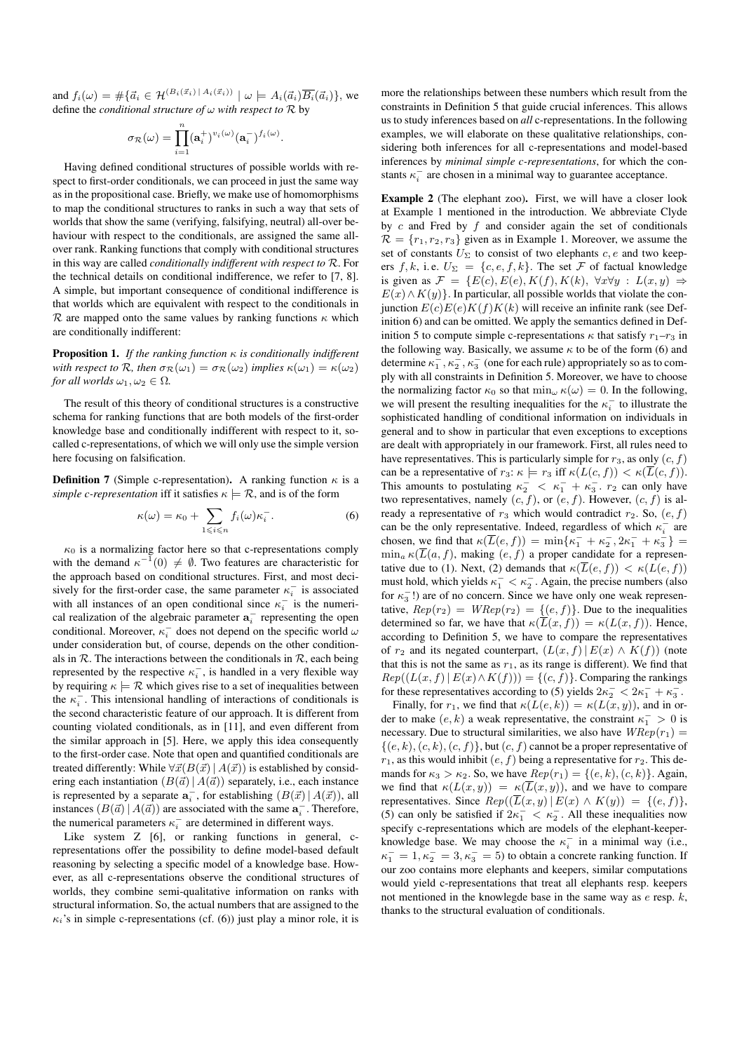and $f_i(\omega) = \#\{\vec{a}_i \in \mathcal{H}^{(B_i(\vec{x}_i)\,|\,A_i(\vec{x}_i))} \mid \omega \models A_i(\vec{a}_i)\overline{B_i}(\vec{a}_i)\}$, we define the *conditional structure of* $\omega$ *with respect to* $\mathcal{R}$ by

$$\sigma_{\mathcal{R}}(\omega) = \prod_{i=1}^{n} (\mathbf{a}_i^+)^{v_i(\omega)} (\mathbf{a}_i^-)^{f_i(\omega)}.$$

Having defined conditional structures of possible worlds with respect to first-order conditionals, we can proceed in just the same way as in the propositional case. Briefly, we make use of homomorphisms to map the conditional structures to ranks in such a way that sets of worlds that show the same (verifying, falsifying, neutral) all-over behaviour with respect to the conditionals, are assigned the same all-over rank. Ranking functions that comply with conditional structures in this way are called *conditionally indifferent with respect to* $\mathcal{R}$. For the technical details on conditional indifference, we refer to [7, 8]. A simple, but important consequence of conditional indifference is that worlds which are equivalent with respect to the conditionals in $\mathcal{R}$ are mapped onto the same values by ranking functions $\kappa$ which are conditionally indifferent:

**Proposition 1.** *If the ranking function* $\kappa$ *is conditionally indifferent with respect to* $\mathcal{R}$*, then* $\sigma_{\mathcal{R}}(\omega_1) = \sigma_{\mathcal{R}}(\omega_2)$ *implies* $\kappa(\omega_1) = \kappa(\omega_2)$ *for all worlds* $\omega_1, \omega_2 \in \Omega$.

The result of this theory of conditional structures is a constructive schema for ranking functions that are both models of the first-order knowledge base and conditionally indifferent with respect to it, so-called c-representations, of which we will only use the simple version here focusing on falsification.

**Definition 7** (Simple c-representation)**.** A ranking function $\kappa$ is a *simple c-representation* iff it satisfies $\kappa \models \mathcal{R}$, and is of the form

$$\kappa(\omega) = \kappa_0 + \sum_{1 \leqslant i \leqslant n} f_i(\omega)\kappa_i^-. \tag{6}$$

$\kappa_0$ is a normalizing factor here so that c-representations comply with the demand $\kappa^{-1}(0) \neq \emptyset$. Two features are characteristic for the approach based on conditional structures. First, and most decisively for the first-order case, the same parameter $\kappa_i^-$ is associated with all instances of an open conditional since $\kappa_i^-$ is the numerical realization of the algebraic parameter $\mathbf{a}_i^-$ representing the open conditional. Moreover, $\kappa_i^-$ does not depend on the specific world $\omega$ under consideration but, of course, depends on the other conditionals in $\mathcal{R}$. The interactions between the conditionals in $\mathcal{R}$, each being represented by the respective $\kappa_i^-$, is handled in a very flexible way by requiring $\kappa \models \mathcal{R}$ which gives rise to a set of inequalities between the $\kappa_i^-$. This intensional handling of interactions of conditionals is the second characteristic feature of our approach. It is different from counting violated conditionals, as in [11], and even different from the similar approach in [5]. Here, we apply this idea consequently to the first-order case. Note that open and quantified conditionals are treated differently: While $\forall\vec{x}(B(\vec{x}) \,|\, A(\vec{x}))$ is established by considering each instantiation $(B(\vec{a}) \,|\, A(\vec{a}))$ separately, i.e., each instance is represented by a separate $\mathbf{a}_i^-$, for establishing $(B(\vec{x}) \,|\, A(\vec{x}))$, all instances $(B(\vec{a}) \,|\, A(\vec{a}))$ are associated with the same $\mathbf{a}_i^-$. Therefore, the numerical parameters $\kappa_i^-$ are determined in different ways.

Like system Z [6], or ranking functions in general, c-representations offer the possibility to define model-based default reasoning by selecting a specific model of a knowledge base. However, as all c-representations observe the conditional structures of worlds, they combine semi-qualitative information on ranks with structural information. So, the actual numbers that are assigned to the $\kappa_i$'s in simple c-representations (cf. (6)) just play a minor role, it is more the relationships between these numbers which result from the constraints in Definition 5 that guide crucial inferences. This allows us to study inferences based on *all* c-representations. In the following examples, we will elaborate on these qualitative relationships, considering both inferences for all c-representations and model-based inferences by *minimal simple c-representations*, for which the constants $\kappa_i^-$ are chosen in a minimal way to guarantee acceptance.

**Example 2** (The elephant zoo)**.** First, we will have a closer look at Example 1 mentioned in the introduction. We abbreviate Clyde by $c$ and Fred by $f$ and consider again the set of conditionals $\mathcal{R} = \{r_1, r_2, r_3\}$ given as in Example 1. Moreover, we assume the set of constants $U_\Sigma$ to consist of two elephants $c, e$ and two keepers $f, k$, i. e. $U_\Sigma = \{c, e, f, k\}$. The set $\mathcal{F}$ of factual knowledge is given as $\mathcal{F} = \{E(c), E(e), K(f), K(k), \; \forall x \forall y \, : \, L(x,y) \Rightarrow E(x) \wedge K(y)\}$. In particular, all possible worlds that violate the conjunction $E(c)E(e)K(f)K(k)$ will receive an infinite rank (see Definition 6) and can be omitted. We apply the semantics defined in Definition 5 to compute simple c-representations $\kappa$ that satisfy $r_1$–$r_3$ in the following way. Basically, we assume $\kappa$ to be of the form (6) and determine $\kappa_1^-, \kappa_2^-, \kappa_3^-$ (one for each rule) appropriately so as to comply with all constraints in Definition 5. Moreover, we have to choose the normalizing factor $\kappa_0$ so that $\min_\omega \kappa(\omega) = 0$. In the following, we will present the resulting inequalities for the $\kappa_i^-$ to illustrate the sophisticated handling of conditional information on individuals in general and to show in particular that even exceptions to exceptions are dealt with appropriately in our framework. First, all rules need to have representatives. This is particularly simple for $r_3$, as only $(c, f)$ can be a representative of $r_3$: $\kappa \models r_3$ iff $\kappa(L(c,f)) < \kappa(\overline{L}(c,f))$. This amounts to postulating $\kappa_2^- < \kappa_1^- + \kappa_3^-$. $r_2$ can only have two representatives, namely $(c, f)$, or $(e, f)$. However, $(c, f)$ is already a representative of $r_3$ which would contradict $r_2$. So, $(e, f)$ can be the only representative. Indeed, regardless of which $\kappa_i^-$ are chosen, we find that $\kappa(\overline{L}(e,f)) = \min\{\kappa_1^- + \kappa_2^-, 2\kappa_1^- + \kappa_3^-\} = \min_a \kappa(\overline{L}(a,f)$, making $(e, f)$ a proper candidate for a representative due to (1). Next, (2) demands that $\kappa(\overline{L}(e,f)) < \kappa(L(e,f))$ must hold, which yields $\kappa_1^- < \kappa_2^-$. Again, the precise numbers (also for $\kappa_3^-$!) are of no concern. Since we have only one weak representative, $Rep(r_2) = WRep(r_2) = \{(e,f)\}$. Due to the inequalities determined so far, we have that $\kappa(\overline{L}(x,f)) = \kappa(L(x,f))$. Hence, according to Definition 5, we have to compare the representatives of $r_2$ and its negated counterpart, $(L(x,f) \,|\, E(x) \wedge K(f))$ (note that this is not the same as $r_1$, as its range is different). We find that $Rep((L(x,f) \,|\, E(x) \wedge K(f))) = \{(c,f)\}$. Comparing the rankings for these representatives according to (5) yields $2\kappa_2^- < 2\kappa_1^- + \kappa_3^-$.

Finally, for $r_1$, we find that $\kappa(L(e,k)) = \kappa(L(x,y))$, and in order to make $(e, k)$ a weak representative, the constraint $\kappa_1^- > 0$ is necessary. Due to structural similarities, we also have $WRep(r_1) = \{(e,k), (c,k), (c,f)\}$, but $(c, f)$ cannot be a proper representative of $r_1$, as this would inhibit $(e, f)$ being a representative for $r_2$. This demands for $\kappa_3 > \kappa_2$. So, we have $Rep(r_1) = \{(e,k), (c,k)\}$. Again, we find that $\kappa(L(x,y)) = \kappa(\overline{L}(x,y))$, and we have to compare representatives. Since $Rep((\overline{L}(x,y) \,|\, E(x) \wedge K(y)) = \{(e,f)\}$, (5) can only be satisfied if $2\kappa_1^- < \kappa_2^-$. All these inequalities now specify c-representations which are models of the elephant-keeper-knowledge base. We may choose the $\kappa_i^-$ in a minimal way (i.e., $\kappa_1^- = 1, \kappa_2^- = 3, \kappa_3^- = 5$) to obtain a concrete ranking function. If our zoo contains more elephants and keepers, similar computations would yield c-representations that treat all elephants resp. keepers not mentioned in the knowlegde base in the same way as $e$ resp. $k$, thanks to the structural evaluation of conditionals.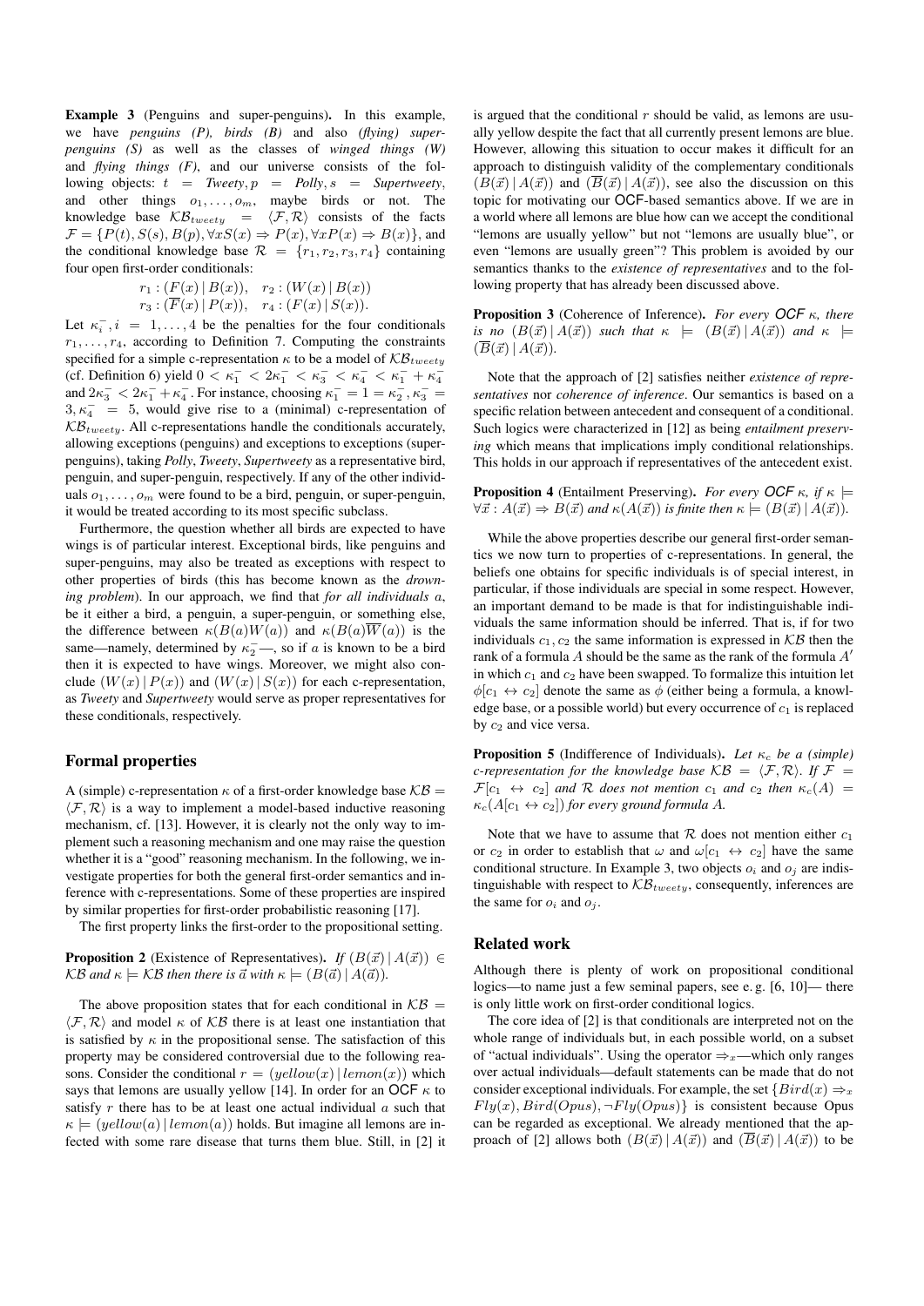**Example 3** (Penguins and super-penguins)**.** In this example, we have *penguins (P)*, *birds (B)* and also *(flying) super-penguins (S)* as well as the classes of *winged things (W)* and *flying things (F)*, and our universe consists of the following objects: $t$ = *Tweety*, $p$ = *Polly*, $s$ = *Supertweety*, and other things $o_1, \ldots, o_m$, maybe birds or not. The knowledge base $\mathcal{KB}_{tweety} = \langle \mathcal{F}, \mathcal{R} \rangle$ consists of the facts $\mathcal{F} = \{P(t), S(s), B(p), \forall x S(x) \Rightarrow P(x), \forall x P(x) \Rightarrow B(x)\}$, and the conditional knowledge base $\mathcal{R} = \{r_1, r_2, r_3, r_4\}$ containing four open first-order conditionals:

$$r_1 : (F(x) \,|\, B(x)), \quad r_2 : (W(x) \,|\, B(x))$$
$$r_3 : (\overline{F}(x) \,|\, P(x)), \quad r_4 : (F(x) \,|\, S(x)).$$

Let $\kappa_i^-, i = 1, \ldots, 4$ be the penalties for the four conditionals $r_1, \ldots, r_4$, according to Definition 7. Computing the constraints specified for a simple c-representation $\kappa$ to be a model of $\mathcal{KB}_{tweety}$ (cf. Definition 6) yield $0 < \kappa_1^- < 2\kappa_1^- < \kappa_3^- < \kappa_4^- < \kappa_1^- + \kappa_4^-$ and $2\kappa_3^- < 2\kappa_1^- + \kappa_4^-$. For instance, choosing $\kappa_1^- = 1 = \kappa_2^-, \kappa_3^- = 3, \kappa_4^- = 5$, would give rise to a (minimal) c-representation of $\mathcal{KB}_{tweety}$. All c-representations handle the conditionals accurately, allowing exceptions (penguins) and exceptions to exceptions (super-penguins), taking *Polly*, *Tweety*, *Supertweety* as a representative bird, penguin, and super-penguin, respectively. If any of the other individuals $o_1, \ldots, o_m$ were found to be a bird, penguin, or super-penguin, it would be treated according to its most specific subclass.

Furthermore, the question whether all birds are expected to have wings is of particular interest. Exceptional birds, like penguins and super-penguins, may also be treated as exceptions with respect to other properties of birds (this has become known as the *drowning problem*). In our approach, we find that *for all individuals a*, be it either a bird, a penguin, a super-penguin, or something else, the difference between $\kappa(B(a)W(a))$ and $\kappa(B(a)\overline{W}(a))$ is the same—namely, determined by $\kappa_2^-$—, so if $a$ is known to be a bird then it is expected to have wings. Moreover, we might also conclude $(W(x) \,|\, P(x))$ and $(W(x) \,|\, S(x))$ for each c-representation, as *Tweety* and *Supertweety* would serve as proper representatives for these conditionals, respectively.

## Formal properties

A (simple) c-representation $\kappa$ of a first-order knowledge base $\mathcal{KB} = \langle \mathcal{F}, \mathcal{R} \rangle$ is a way to implement a model-based inductive reasoning mechanism, cf. [13]. However, it is clearly not the only way to implement such a reasoning mechanism and one may raise the question whether it is a "good" reasoning mechanism. In the following, we investigate properties for both the general first-order semantics and inference with c-representations. Some of these properties are inspired by similar properties for first-order probabilistic reasoning [17].

The first property links the first-order to the propositional setting.

**Proposition 2** (Existence of Representatives)**.** *If $(B(\vec{x}) \,|\, A(\vec{x})) \in \mathcal{KB}$ and $\kappa \models \mathcal{KB}$ then there is $\vec{a}$ with $\kappa \models (B(\vec{a}) \,|\, A(\vec{a}))$.*

The above proposition states that for each conditional in $\mathcal{KB} = \langle \mathcal{F}, \mathcal{R} \rangle$ and model $\kappa$ of $\mathcal{KB}$ there is at least one instantiation that is satisfied by $\kappa$ in the propositional sense. The satisfaction of this property may be considered controversial due to the following reasons. Consider the conditional $r = (yellow(x) \,|\, lemon(x))$ which says that lemons are usually yellow [14]. In order for an OCF $\kappa$ to satisfy $r$ there has to be at least one actual individual $a$ such that $\kappa \models (yellow(a) \,|\, lemon(a))$ holds. But imagine all lemons are infected with some rare disease that turns them blue. Still, in [2] it is argued that the conditional $r$ should be valid, as lemons are usually yellow despite the fact that all currently present lemons are blue. However, allowing this situation to occur makes it difficult for an approach to distinguish validity of the complementary conditionals $(B(\vec{x}) \,|\, A(\vec{x}))$ and $(\overline{B}(\vec{x}) \,|\, A(\vec{x}))$, see also the discussion on this topic for motivating our OCF-based semantics above. If we are in a world where all lemons are blue how can we accept the conditional "lemons are usually yellow" but not "lemons are usually blue", or even "lemons are usually green"? This problem is avoided by our semantics thanks to the *existence of representatives* and to the following property that has already been discussed above.

**Proposition 3** (Coherence of Inference)**.** *For every OCF $\kappa$, there is no $(B(\vec{x}) \,|\, A(\vec{x}))$ such that $\kappa \models (B(\vec{x}) \,|\, A(\vec{x}))$ and $\kappa \models (\overline{B}(\vec{x}) \,|\, A(\vec{x}))$.*

Note that the approach of [2] satisfies neither *existence of representatives* nor *coherence of inference*. Our semantics is based on a specific relation between antecedent and consequent of a conditional. Such logics were characterized in [12] as being *entailment preserving* which means that implications imply conditional relationships. This holds in our approach if representatives of the antecedent exist.

**Proposition 4** (Entailment Preserving)**.** *For every OCF $\kappa$, if $\kappa \models \forall \vec{x} : A(\vec{x}) \Rightarrow B(\vec{x})$ and $\kappa(A(\vec{x}))$ is finite then $\kappa \models (B(\vec{x}) \,|\, A(\vec{x}))$.*

While the above properties describe our general first-order semantics we now turn to properties of c-representations. In general, the beliefs one obtains for specific individuals is of special interest, in particular, if those individuals are special in some respect. However, an important demand to be made is that for indistinguishable individuals the same information should be inferred. That is, if for two individuals $c_1, c_2$ the same information is expressed in $\mathcal{KB}$ then the rank of a formula $A$ should be the same as the rank of the formula $A'$ in which $c_1$ and $c_2$ have been swapped. To formalize this intuition let $\phi[c_1 \leftrightarrow c_2]$ denote the same as $\phi$ (either being a formula, a knowledge base, or a possible world) but every occurrence of $c_1$ is replaced by $c_2$ and vice versa.

**Proposition 5** (Indifference of Individuals)**.** *Let $\kappa_c$ be a (simple) c-representation for the knowledge base $\mathcal{KB} = \langle \mathcal{F}, \mathcal{R} \rangle$. If $\mathcal{F} = \mathcal{F}[c_1 \leftrightarrow c_2]$ and $\mathcal{R}$ does not mention $c_1$ and $c_2$ then $\kappa_c(A) = \kappa_c(A[c_1 \leftrightarrow c_2])$ for every ground formula $A$.*

Note that we have to assume that $\mathcal{R}$ does not mention either $c_1$ or $c_2$ in order to establish that $\omega$ and $\omega[c_1 \leftrightarrow c_2]$ have the same conditional structure. In Example 3, two objects $o_i$ and $o_j$ are indistinguishable with respect to $\mathcal{KB}_{tweety}$, consequently, inferences are the same for $o_i$ and $o_j$.

## Related work

Although there is plenty of work on propositional conditional logics—to name just a few seminal papers, see e. g. [6, 10]— there is only little work on first-order conditional logics.

The core idea of [2] is that conditionals are interpreted not on the whole range of individuals but, in each possible world, on a subset of "actual individuals". Using the operator $\Rightarrow_x$—which only ranges over actual individuals—default statements can be made that do not consider exceptional individuals. For example, the set $\{Bird(x) \Rightarrow_x Fly(x), Bird(Opus), \neg Fly(Opus)\}$ is consistent because Opus can be regarded as exceptional. We already mentioned that the approach of [2] allows both $(B(\vec{x}) \,|\, A(\vec{x}))$ and $(\overline{B}(\vec{x}) \,|\, A(\vec{x}))$ to be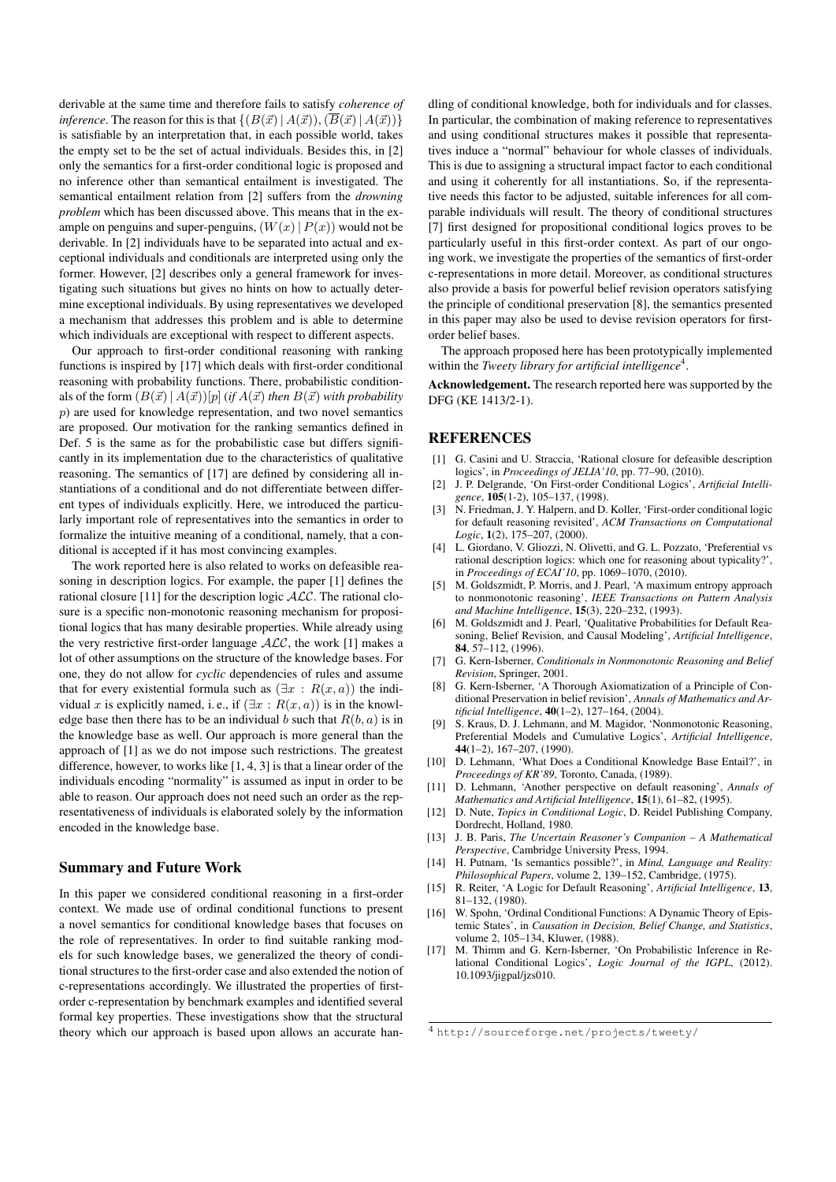derivable at the same time and therefore fails to satisfy *coherence of inference*. The reason for this is that $\{(B(\vec{x}) \mid A(\vec{x})), (\overline{B}(\vec{x}) \mid A(\vec{x}))\}$ is satisfiable by an interpretation that, in each possible world, takes the empty set to be the set of actual individuals. Besides this, in [2] only the semantics for a first-order conditional logic is proposed and no inference other than semantical entailment is investigated. The semantical entailment relation from [2] suffers from the *drowning problem* which has been discussed above. This means that in the example on penguins and super-penguins, $(W(x) \mid P(x))$ would not be derivable. In [2] individuals have to be separated into actual and exceptional individuals and conditionals are interpreted using only the former. However, [2] describes only a general framework for investigating such situations but gives no hints on how to actually determine exceptional individuals. By using representatives we developed a mechanism that addresses this problem and is able to determine which individuals are exceptional with respect to different aspects.

Our approach to first-order conditional reasoning with ranking functions is inspired by [17] which deals with first-order conditional reasoning with probability functions. There, probabilistic conditionals of the form $(B(\vec{x}) \mid A(\vec{x}))[p]$ (*if* $A(\vec{x})$ *then* $B(\vec{x})$ *with probability* $p$) are used for knowledge representation, and two novel semantics are proposed. Our motivation for the ranking semantics defined in Def. 5 is the same as for the probabilistic case but differs significantly in its implementation due to the characteristics of qualitative reasoning. The semantics of [17] are defined by considering all instantiations of a conditional and do not differentiate between different types of individuals explicitly. Here, we introduced the particularly important role of representatives into the semantics in order to formalize the intuitive meaning of a conditional, namely, that a conditional is accepted if it has most convincing examples.

The work reported here is also related to works on defeasible reasoning in description logics. For example, the paper [1] defines the rational closure [11] for the description logic $\mathcal{ALC}$. The rational closure is a specific non-monotonic reasoning mechanism for propositional logics that has many desirable properties. While already using the very restrictive first-order language $\mathcal{ALC}$, the work [1] makes a lot of other assumptions on the structure of the knowledge bases. For one, they do not allow for *cyclic* dependencies of rules and assume that for every existential formula such as $(\exists x : R(x, a))$ the individual $x$ is explicitly named, i. e., if $(\exists x : R(x, a))$ is in the knowledge base then there has to be an individual $b$ such that $R(b, a)$ is in the knowledge base as well. Our approach is more general than the approach of [1] as we do not impose such restrictions. The greatest difference, however, to works like [1, 4, 3] is that a linear order of the individuals encoding "normality" is assumed as input in order to be able to reason. Our approach does not need such an order as the representativeness of individuals is elaborated solely by the information encoded in the knowledge base.

## Summary and Future Work

In this paper we considered conditional reasoning in a first-order context. We made use of ordinal conditional functions to present a novel semantics for conditional knowledge bases that focuses on the role of representatives. In order to find suitable ranking models for such knowledge bases, we generalized the theory of conditional structures to the first-order case and also extended the notion of c-representations accordingly. We illustrated the properties of first-order c-representation by benchmark examples and identified several formal key properties. These investigations show that the structural theory which our approach is based upon allows an accurate handling of conditional knowledge, both for individuals and for classes. In particular, the combination of making reference to representatives and using conditional structures makes it possible that representatives induce a "normal" behaviour for whole classes of individuals. This is due to assigning a structural impact factor to each conditional and using it coherently for all instantiations. So, if the representative needs this factor to be adjusted, suitable inferences for all comparable individuals will result. The theory of conditional structures [7] first designed for propositional conditional logics proves to be particularly useful in this first-order context. As part of our ongoing work, we investigate the properties of the semantics of first-order c-representations in more detail. Moreover, as conditional structures also provide a basis for powerful belief revision operators satisfying the principle of conditional preservation [8], the semantics presented in this paper may also be used to devise revision operators for first-order belief bases.

The approach proposed here has been prototypically implemented within the *Tweety library for artificial intelligence*[4].

**Acknowledgement.** The research reported here was supported by the DFG (KE 1413/2-1).

## REFERENCES

[1] G. Casini and U. Straccia, 'Rational closure for defeasible description logics', in *Proceedings of JELIA'10*, pp. 77–90, (2010).

[2] J. P. Delgrande, 'On First-order Conditional Logics', *Artificial Intelligence*, **105**(1-2), 105–137, (1998).

[3] N. Friedman, J. Y. Halpern, and D. Koller, 'First-order conditional logic for default reasoning revisited', *ACM Transactions on Computational Logic*, **1**(2), 175–207, (2000).

[4] L. Giordano, V. Gliozzi, N. Olivetti, and G. L. Pozzato, 'Preferential vs rational description logics: which one for reasoning about typicality?', in *Proceedings of ECAI'10*, pp. 1069–1070, (2010).

[5] M. Goldszmidt, P. Morris, and J. Pearl, 'A maximum entropy approach to nonmonotonic reasoning', *IEEE Transactions on Pattern Analysis and Machine Intelligence*, **15**(3), 220–232, (1993).

[6] M. Goldszmidt and J. Pearl, 'Qualitative Probabilities for Default Reasoning, Belief Revision, and Causal Modeling', *Artificial Intelligence*, **84**, 57–112, (1996).

[7] G. Kern-Isberner, *Conditionals in Nonmonotonic Reasoning and Belief Revision*, Springer, 2001.

[8] G. Kern-Isberner, 'A Thorough Axiomatization of a Principle of Conditional Preservation in belief revision', *Annals of Mathematics and Artificial Intelligence*, **40**(1–2), 127–164, (2004).

[9] S. Kraus, D. J. Lehmann, and M. Magidor, 'Nonmonotonic Reasoning, Preferential Models and Cumulative Logics', *Artificial Intelligence*, **44**(1–2), 167–207, (1990).

[10] D. Lehmann, 'What Does a Conditional Knowledge Base Entail?', in *Proceedings of KR'89*, Toronto, Canada, (1989).

[11] D. Lehmann, 'Another perspective on default reasoning', *Annals of Mathematics and Artificial Intelligence*, **15**(1), 61–82, (1995).

[12] D. Nute, *Topics in Conditional Logic*, D. Reidel Publishing Company, Dordrecht, Holland, 1980.

[13] J. B. Paris, *The Uncertain Reasoner's Companion – A Mathematical Perspective*, Cambridge University Press, 1994.

[14] H. Putnam, 'Is semantics possible?', in *Mind, Language and Reality: Philosophical Papers*, volume 2, 139–152, Cambridge, (1975).

[15] R. Reiter, 'A Logic for Default Reasoning', *Artificial Intelligence*, **13**, 81–132, (1980).

[16] W. Spohn, 'Ordinal Conditional Functions: A Dynamic Theory of Epistemic States', in *Causation in Decision, Belief Change, and Statistics*, volume 2, 105–134, Kluwer, (1988).

[17] M. Thimm and G. Kern-Isberner, 'On Probabilistic Inference in Relational Conditional Logics', *Logic Journal of the IGPL*, (2012). 10.1093/jigpal/jzs010.

[4] http://sourceforge.net/projects/tweety/